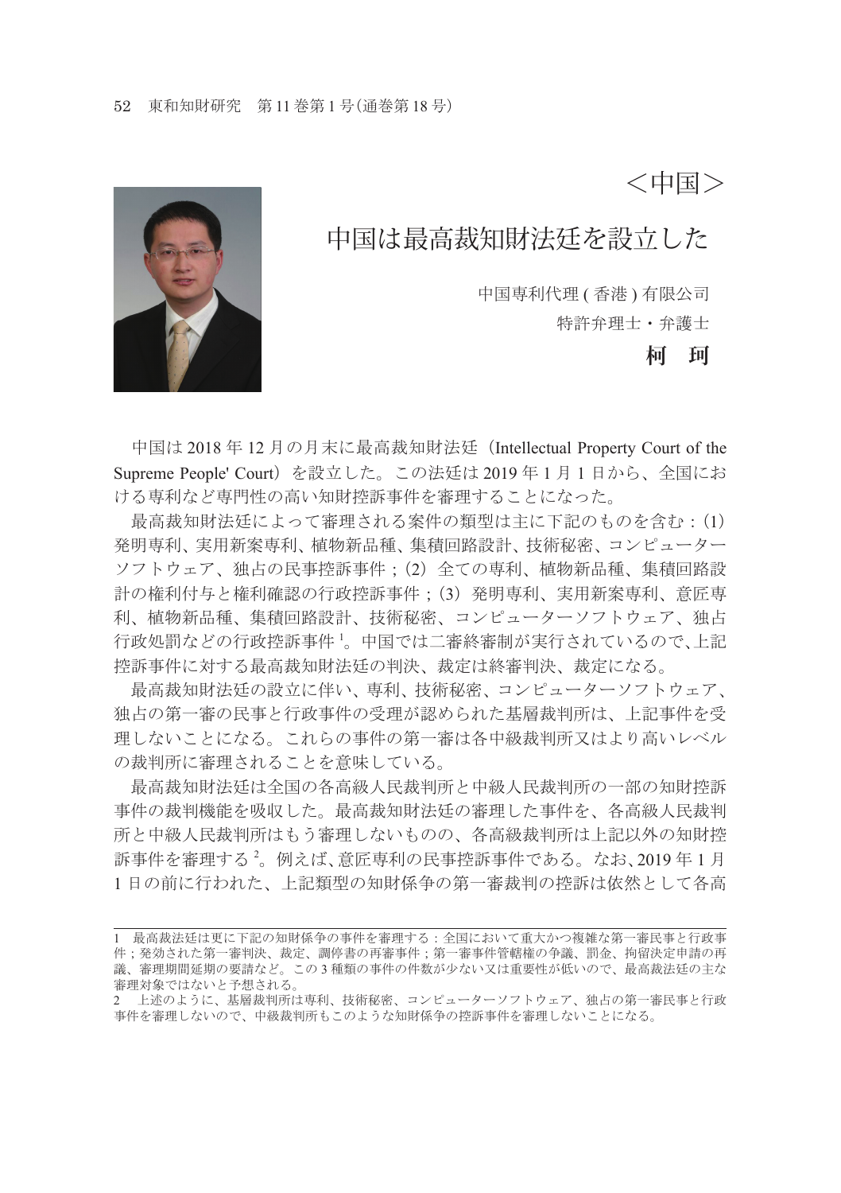＜中国＞

# 中国は最高裁知財法廷を設立した

中国専利代理 ( 香港 ) 有限公司

特許弁理士・弁護士

**柯　珂**

中国は 2018 年 12 月の月末に最高裁知財法廷（Intellectual Property Court of the Supreme People' Court）を設立した。この法廷は 2019 年 1 月 1 日から、全国における専利など専門性の高い知財控訴事件を審理することになった。

最高裁知財法廷によって審理される案件の類型は主に下記のものを含む：(1) 発明専利、実用新案専利、植物新品種、集積回路設計、技術秘密、コンピューターソフトウェア、独占の民事控訴事件；(2) 全ての専利、植物新品種、集積回路設計の権利付与と権利確認の行政控訴事件；(3) 発明専利、実用新案専利、意匠専利、植物新品種、集積回路設計、技術秘密、コンピューターソフトウェア、独占行政処罰などの行政控訴事件[1]。中国では二審終審制が実行されているので、上記控訴事件に対する最高裁知財法廷の判決、裁定は終審判決、裁定になる。

最高裁知財法廷の設立に伴い、専利、技術秘密、コンピューターソフトウェア、独占の第一審の民事と行政事件の受理が認められた基層裁判所は、上記事件を受理しないことになる。これらの事件の第一審は各中級裁判所又はより高いレベルの裁判所に審理されることを意味している。

最高裁知財法廷は全国の各高級人民裁判所と中級人民裁判所の一部の知財控訴事件の裁判機能を吸収した。最高裁知財法廷の審理した事件を、各高級人民裁判所と中級人民裁判所はもう審理しないものの、各高級裁判所は上記以外の知財控訴事件を審理する[2]。例えば、意匠専利の民事控訴事件である。なお、2019 年 1 月 1 日の前に行われた、上記類型の知財係争の第一審裁判の控訴は依然として各高

---

1　最高裁法廷は更に下記の知財係争の事件を審理する：全国において重大かつ複雑な第一審民事と行政事件；発効された第一審判決、裁定、調停書の再審事件；第一審事件管轄権の争議、罰金、拘留決定申請の再議、審理期間延期の要請など。この 3 種類の事件の件数が少ない又は重要性が低いので、最高裁法廷の主な審理対象ではないと予想される。

2　上述のように、基層裁判所は専利、技術秘密、コンピューターソフトウェア、独占の第一審民事と行政事件を審理しないので、中級裁判所もこのような知財係争の控訴事件を審理しないことになる。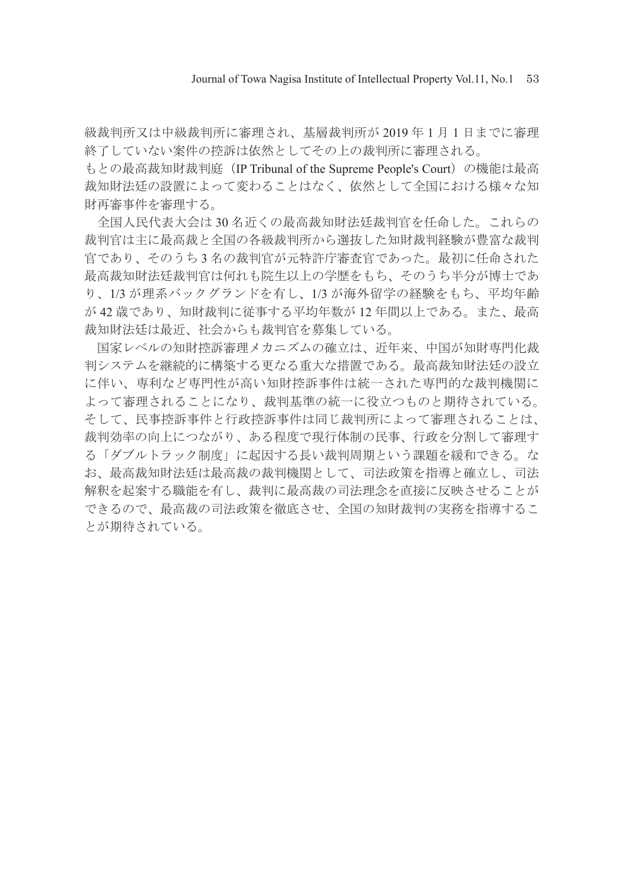級裁判所又は中級裁判所に審理され、基層裁判所が 2019 年 1 月 1 日までに審理終了していない案件の控訴は依然としてその上の裁判所に審理される。

もとの最高裁知財裁判庭（IP Tribunal of the Supreme People's Court）の機能は最高裁知財法廷の設置によって変わることはなく、依然として全国における様々な知財再審事件を審理する。

全国人民代表大会は 30 名近くの最高裁知財法廷裁判官を任命した。これらの裁判官は主に最高裁と全国の各級裁判所から選抜した知財裁判経験が豊富な裁判官であり、そのうち 3 名の裁判官が元特許庁審査官であった。最初に任命された最高裁知財法廷裁判官は何れも院生以上の学歴をもち、そのうち半分が博士であり、1/3 が理系バックグランドを有し、1/3 が海外留学の経験をもち、平均年齢が 42 歳であり、知財裁判に従事する平均年数が 12 年間以上である。また、最高裁知財法廷は最近、社会からも裁判官を募集している。

国家レベルの知財控訴審理メカニズムの確立は、近年来、中国が知財専門化裁判システムを継続的に構築する更なる重大な措置である。最高裁知財法廷の設立に伴い、専利など専門性が高い知財控訴事件は統一された専門的な裁判機関によって審理されることになり、裁判基準の統一に役立つものと期待されている。そして、民事控訴事件と行政控訴事件は同じ裁判所によって審理されることは、裁判効率の向上につながり、ある程度で現行体制の民事、行政を分割して審理する「ダブルトラック制度」に起因する長い裁判周期という課題を緩和できる。なお、最高裁知財法廷は最高裁の裁判機関として、司法政策を指導と確立し、司法解釈を起案する職能を有し、裁判に最高裁の司法理念を直接に反映させることができるので、最高裁の司法政策を徹底させ、全国の知財裁判の実務を指導することが期待されている。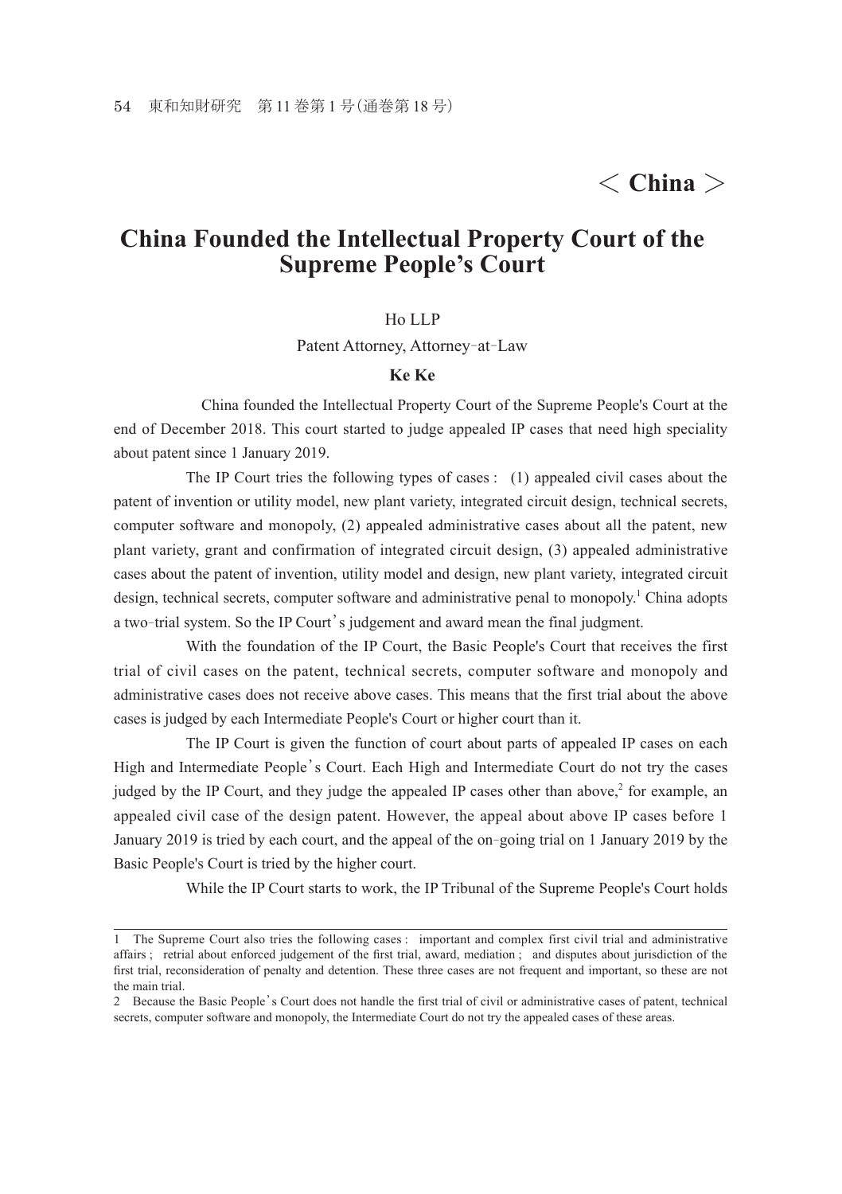## ＜ China ＞

# China Founded the Intellectual Property Court of the Supreme People's Court

Ho LLP

Patent Attorney, Attorney-at-Law

**Ke Ke**

China founded the Intellectual Property Court of the Supreme People's Court at the end of December 2018. This court started to judge appealed IP cases that need high speciality about patent since 1 January 2019.

The IP Court tries the following types of cases : (1) appealed civil cases about the patent of invention or utility model, new plant variety, integrated circuit design, technical secrets, computer software and monopoly, (2) appealed administrative cases about all the patent, new plant variety, grant and confirmation of integrated circuit design, (3) appealed administrative cases about the patent of invention, utility model and design, new plant variety, integrated circuit design, technical secrets, computer software and administrative penal to monopoly.[1] China adopts a two-trial system. So the IP Court's judgement and award mean the final judgment.

With the foundation of the IP Court, the Basic People's Court that receives the first trial of civil cases on the patent, technical secrets, computer software and monopoly and administrative cases does not receive above cases. This means that the first trial about the above cases is judged by each Intermediate People's Court or higher court than it.

The IP Court is given the function of court about parts of appealed IP cases on each High and Intermediate People's Court. Each High and Intermediate Court do not try the cases judged by the IP Court, and they judge the appealed IP cases other than above,[2] for example, an appealed civil case of the design patent. However, the appeal about above IP cases before 1 January 2019 is tried by each court, and the appeal of the on-going trial on 1 January 2019 by the Basic People's Court is tried by the higher court.

While the IP Court starts to work, the IP Tribunal of the Supreme People's Court holds

---

1 The Supreme Court also tries the following cases : important and complex first civil trial and administrative affairs ; retrial about enforced judgement of the first trial, award, mediation ; and disputes about jurisdiction of the first trial, reconsideration of penalty and detention. These three cases are not frequent and important, so these are not the main trial.

2 Because the Basic People's Court does not handle the first trial of civil or administrative cases of patent, technical secrets, computer software and monopoly, the Intermediate Court do not try the appealed cases of these areas.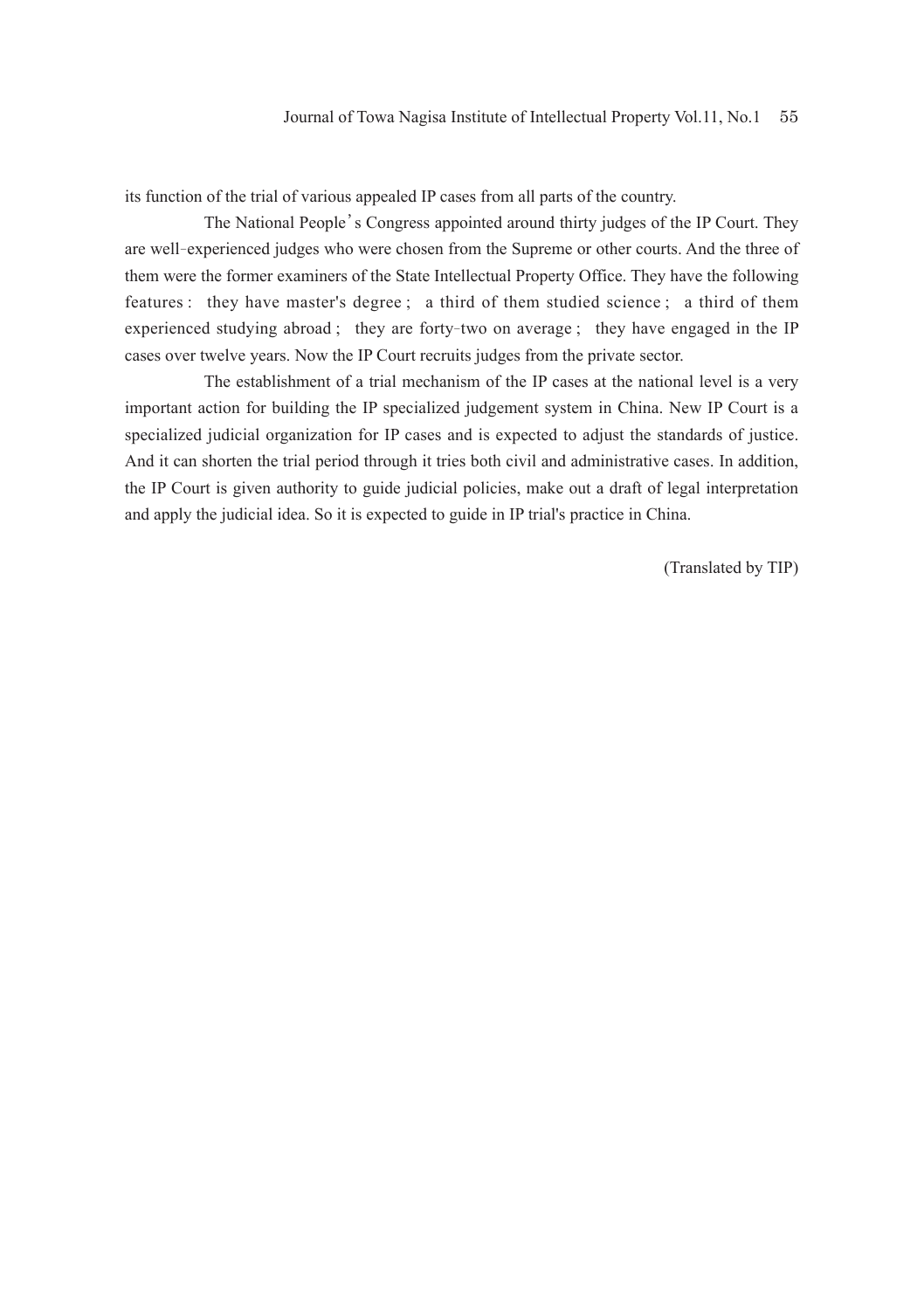its function of the trial of various appealed IP cases from all parts of the country.

The National People's Congress appointed around thirty judges of the IP Court. They are well-experienced judges who were chosen from the Supreme or other courts. And the three of them were the former examiners of the State Intellectual Property Office. They have the following features : they have master's degree ; a third of them studied science ; a third of them experienced studying abroad ; they are forty-two on average ; they have engaged in the IP cases over twelve years. Now the IP Court recruits judges from the private sector.

The establishment of a trial mechanism of the IP cases at the national level is a very important action for building the IP specialized judgement system in China. New IP Court is a specialized judicial organization for IP cases and is expected to adjust the standards of justice. And it can shorten the trial period through it tries both civil and administrative cases. In addition, the IP Court is given authority to guide judicial policies, make out a draft of legal interpretation and apply the judicial idea. So it is expected to guide in IP trial's practice in China.

(Translated by TIP)